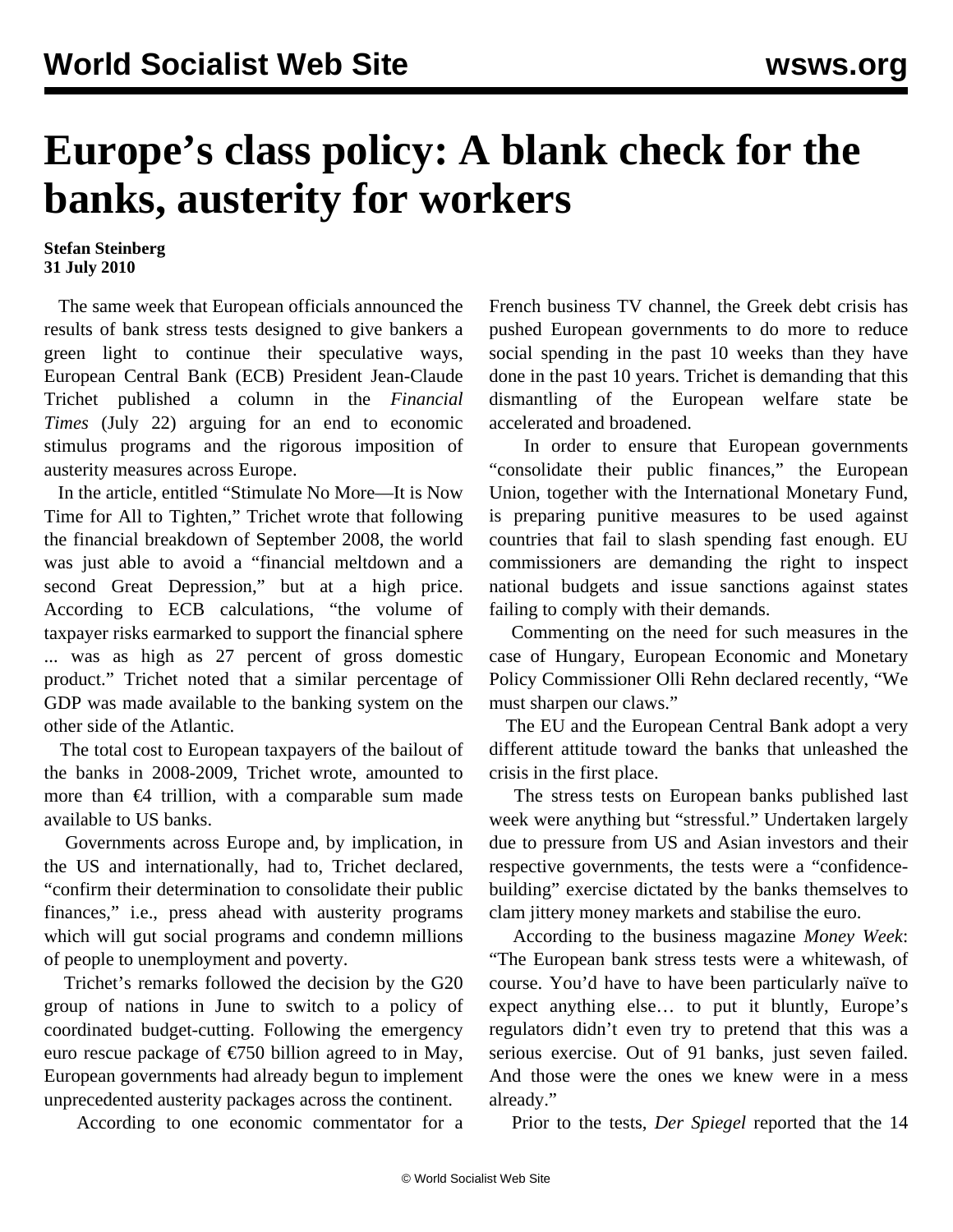# Europe's class policy: A blank check for the banks, austerity for workers

**Stefan Steinberg**
**31 July 2010**

The same week that European officials announced the results of bank stress tests designed to give bankers a green light to continue their speculative ways, European Central Bank (ECB) President Jean-Claude Trichet published a column in the *Financial Times* (July 22) arguing for an end to economic stimulus programs and the rigorous imposition of austerity measures across Europe.

In the article, entitled "Stimulate No More—It is Now Time for All to Tighten," Trichet wrote that following the financial breakdown of September 2008, the world was just able to avoid a "financial meltdown and a second Great Depression," but at a high price. According to ECB calculations, "the volume of taxpayer risks earmarked to support the financial sphere ... was as high as 27 percent of gross domestic product." Trichet noted that a similar percentage of GDP was made available to the banking system on the other side of the Atlantic.

The total cost to European taxpayers of the bailout of the banks in 2008-2009, Trichet wrote, amounted to more than €4 trillion, with a comparable sum made available to US banks.

Governments across Europe and, by implication, in the US and internationally, had to, Trichet declared, "confirm their determination to consolidate their public finances," i.e., press ahead with austerity programs which will gut social programs and condemn millions of people to unemployment and poverty.

Trichet's remarks followed the decision by the G20 group of nations in June to switch to a policy of coordinated budget-cutting. Following the emergency euro rescue package of €750 billion agreed to in May, European governments had already begun to implement unprecedented austerity packages across the continent.

According to one economic commentator for a French business TV channel, the Greek debt crisis has pushed European governments to do more to reduce social spending in the past 10 weeks than they have done in the past 10 years. Trichet is demanding that this dismantling of the European welfare state be accelerated and broadened.

In order to ensure that European governments "consolidate their public finances," the European Union, together with the International Monetary Fund, is preparing punitive measures to be used against countries that fail to slash spending fast enough. EU commissioners are demanding the right to inspect national budgets and issue sanctions against states failing to comply with their demands.

Commenting on the need for such measures in the case of Hungary, European Economic and Monetary Policy Commissioner Olli Rehn declared recently, "We must sharpen our claws."

The EU and the European Central Bank adopt a very different attitude toward the banks that unleashed the crisis in the first place.

The stress tests on European banks published last week were anything but "stressful." Undertaken largely due to pressure from US and Asian investors and their respective governments, the tests were a "confidence-building" exercise dictated by the banks themselves to clam jittery money markets and stabilise the euro.

According to the business magazine *Money Week*: "The European bank stress tests were a whitewash, of course. You'd have to have been particularly naïve to expect anything else… to put it bluntly, Europe's regulators didn't even try to pretend that this was a serious exercise. Out of 91 banks, just seven failed. And those were the ones we knew were in a mess already."

Prior to the tests, *Der Spiegel* reported that the 14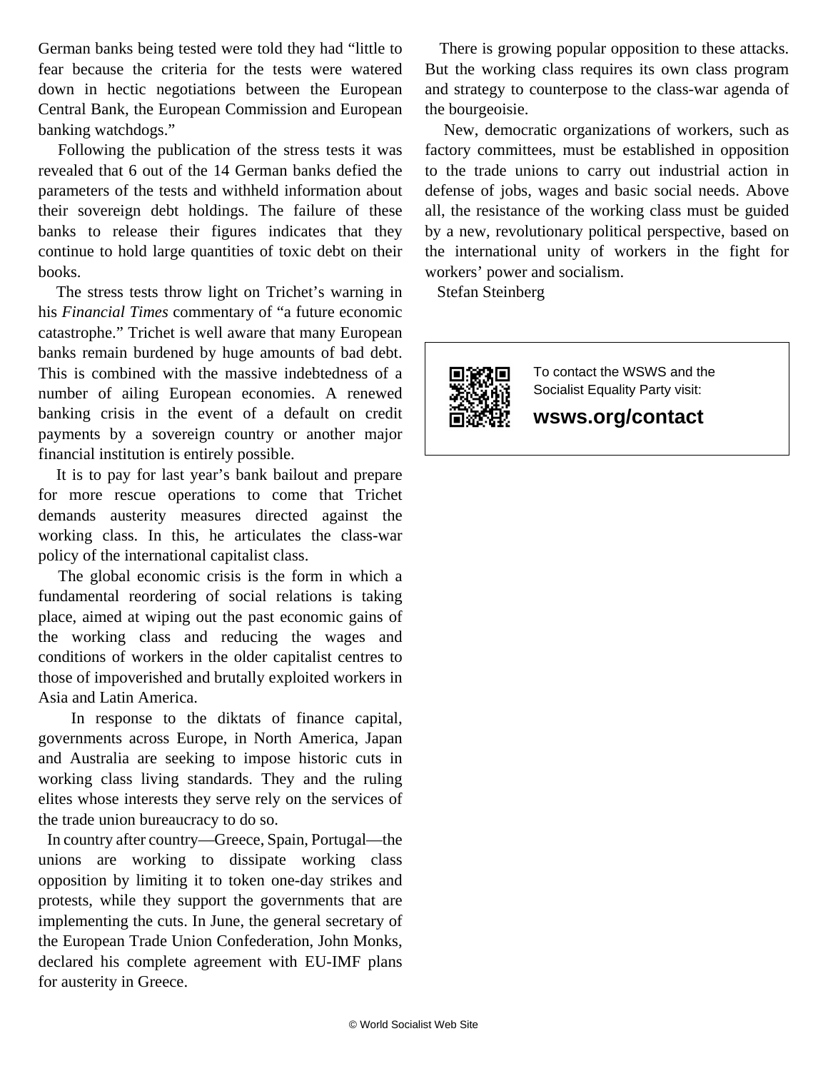German banks being tested were told they had "little to fear because the criteria for the tests were watered down in hectic negotiations between the European Central Bank, the European Commission and European banking watchdogs."

Following the publication of the stress tests it was revealed that 6 out of the 14 German banks defied the parameters of the tests and withheld information about their sovereign debt holdings. The failure of these banks to release their figures indicates that they continue to hold large quantities of toxic debt on their books.

The stress tests throw light on Trichet's warning in his *Financial Times* commentary of "a future economic catastrophe." Trichet is well aware that many European banks remain burdened by huge amounts of bad debt. This is combined with the massive indebtedness of a number of ailing European economies. A renewed banking crisis in the event of a default on credit payments by a sovereign country or another major financial institution is entirely possible.

It is to pay for last year's bank bailout and prepare for more rescue operations to come that Trichet demands austerity measures directed against the working class. In this, he articulates the class-war policy of the international capitalist class.

The global economic crisis is the form in which a fundamental reordering of social relations is taking place, aimed at wiping out the past economic gains of the working class and reducing the wages and conditions of workers in the older capitalist centres to those of impoverished and brutally exploited workers in Asia and Latin America.

In response to the diktats of finance capital, governments across Europe, in North America, Japan and Australia are seeking to impose historic cuts in working class living standards. They and the ruling elites whose interests they serve rely on the services of the trade union bureaucracy to do so.

In country after country—Greece, Spain, Portugal—the unions are working to dissipate working class opposition by limiting it to token one-day strikes and protests, while they support the governments that are implementing the cuts. In June, the general secretary of the European Trade Union Confederation, John Monks, declared his complete agreement with EU-IMF plans for austerity in Greece.

There is growing popular opposition to these attacks. But the working class requires its own class program and strategy to counterpose to the class-war agenda of the bourgeoisie.

New, democratic organizations of workers, such as factory committees, must be established in opposition to the trade unions to carry out industrial action in defense of jobs, wages and basic social needs. Above all, the resistance of the working class must be guided by a new, revolutionary political perspective, based on the international unity of workers in the fight for workers' power and socialism.

Stefan Steinberg

To contact the WSWS and the Socialist Equality Party visit:

**wsws.org/contact**